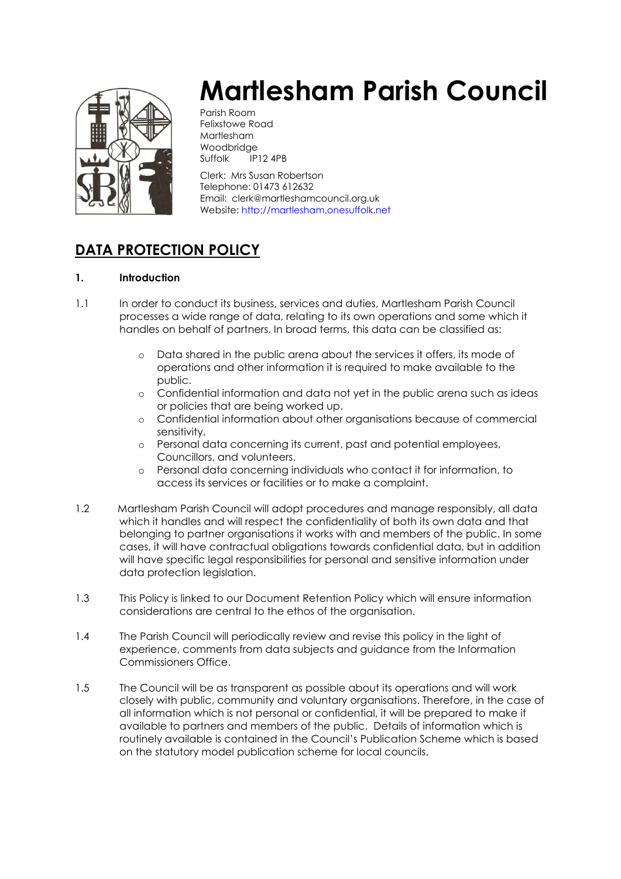# Martlesham Parish Council

Parish Room
Felixstowe Road
Martlesham
Woodbridge
Suffolk IP12 4PB

Clerk: Mrs Susan Robertson
Telephone: 01473 612632
Email: clerk@martleshamcouncil.org.uk
Website: http://martlesham.onesuffolk.net

## DATA PROTECTION POLICY

**1. Introduction**

1.1 In order to conduct its business, services and duties, Martlesham Parish Council processes a wide range of data, relating to its own operations and some which it handles on behalf of partners. In broad terms, this data can be classified as:

- Data shared in the public arena about the services it offers, its mode of operations and other information it is required to make available to the public.
- Confidential information and data not yet in the public arena such as ideas or policies that are being worked up.
- Confidential information about other organisations because of commercial sensitivity.
- Personal data concerning its current, past and potential employees, Councillors, and volunteers.
- Personal data concerning individuals who contact it for information, to access its services or facilities or to make a complaint.

1.2 Martlesham Parish Council will adopt procedures and manage responsibly, all data which it handles and will respect the confidentiality of both its own data and that belonging to partner organisations it works with and members of the public. In some cases, it will have contractual obligations towards confidential data, but in addition will have specific legal responsibilities for personal and sensitive information under data protection legislation.

1.3 This Policy is linked to our Document Retention Policy which will ensure information considerations are central to the ethos of the organisation.

1.4 The Parish Council will periodically review and revise this policy in the light of experience, comments from data subjects and guidance from the Information Commissioners Office.

1.5 The Council will be as transparent as possible about its operations and will work closely with public, community and voluntary organisations. Therefore, in the case of all information which is not personal or confidential, it will be prepared to make it available to partners and members of the public. Details of information which is routinely available is contained in the Council's Publication Scheme which is based on the statutory model publication scheme for local councils.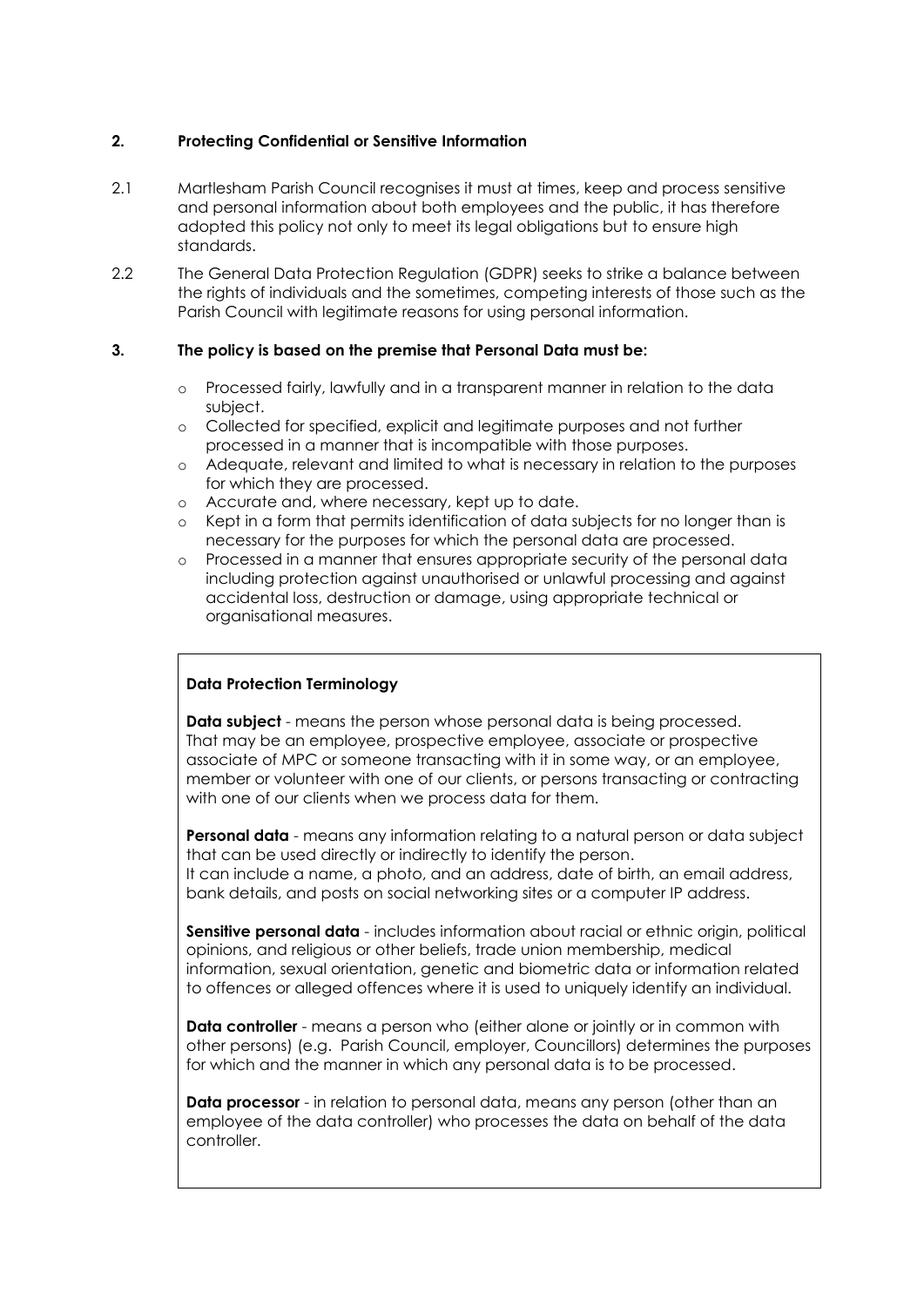## 2. Protecting Confidential or Sensitive Information

2.1 Martlesham Parish Council recognises it must at times, keep and process sensitive and personal information about both employees and the public, it has therefore adopted this policy not only to meet its legal obligations but to ensure high standards.

2.2 The General Data Protection Regulation (GDPR) seeks to strike a balance between the rights of individuals and the sometimes, competing interests of those such as the Parish Council with legitimate reasons for using personal information.

## 3. The policy is based on the premise that Personal Data must be:

- Processed fairly, lawfully and in a transparent manner in relation to the data subject.
- Collected for specified, explicit and legitimate purposes and not further processed in a manner that is incompatible with those purposes.
- Adequate, relevant and limited to what is necessary in relation to the purposes for which they are processed.
- Accurate and, where necessary, kept up to date.
- Kept in a form that permits identification of data subjects for no longer than is necessary for the purposes for which the personal data are processed.
- Processed in a manner that ensures appropriate security of the personal data including protection against unauthorised or unlawful processing and against accidental loss, destruction or damage, using appropriate technical or organisational measures.

**Data Protection Terminology**

**Data subject** - means the person whose personal data is being processed. That may be an employee, prospective employee, associate or prospective associate of MPC or someone transacting with it in some way, or an employee, member or volunteer with one of our clients, or persons transacting or contracting with one of our clients when we process data for them.

**Personal data** - means any information relating to a natural person or data subject that can be used directly or indirectly to identify the person.
It can include a name, a photo, and an address, date of birth, an email address, bank details, and posts on social networking sites or a computer IP address.

**Sensitive personal data** - includes information about racial or ethnic origin, political opinions, and religious or other beliefs, trade union membership, medical information, sexual orientation, genetic and biometric data or information related to offences or alleged offences where it is used to uniquely identify an individual.

**Data controller** - means a person who (either alone or jointly or in common with other persons) (e.g. Parish Council, employer, Councillors) determines the purposes for which and the manner in which any personal data is to be processed.

**Data processor** - in relation to personal data, means any person (other than an employee of the data controller) who processes the data on behalf of the data controller.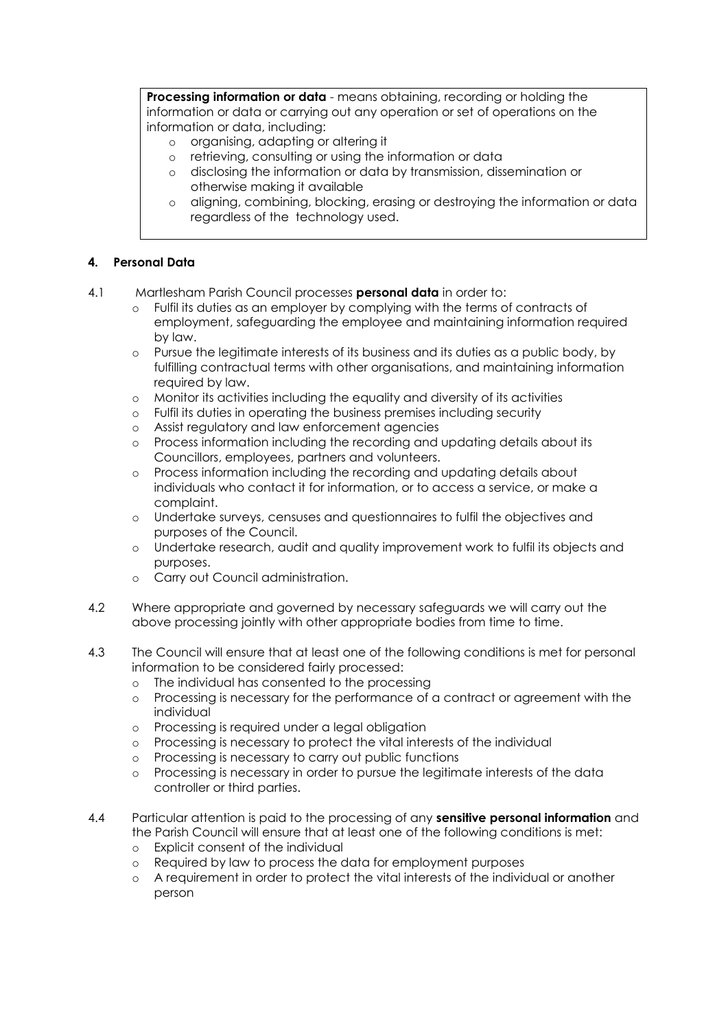**Processing information or data** - means obtaining, recording or holding the information or data or carrying out any operation or set of operations on the information or data, including:

- organising, adapting or altering it
- retrieving, consulting or using the information or data
- disclosing the information or data by transmission, dissemination or otherwise making it available
- aligning, combining, blocking, erasing or destroying the information or data regardless of the technology used.

## 4. Personal Data

4.1 Martlesham Parish Council processes **personal data** in order to:

- Fulfil its duties as an employer by complying with the terms of contracts of employment, safeguarding the employee and maintaining information required by law.
- Pursue the legitimate interests of its business and its duties as a public body, by fulfilling contractual terms with other organisations, and maintaining information required by law.
- Monitor its activities including the equality and diversity of its activities
- Fulfil its duties in operating the business premises including security
- Assist regulatory and law enforcement agencies
- Process information including the recording and updating details about its Councillors, employees, partners and volunteers.
- Process information including the recording and updating details about individuals who contact it for information, or to access a service, or make a complaint.
- Undertake surveys, censuses and questionnaires to fulfil the objectives and purposes of the Council.
- Undertake research, audit and quality improvement work to fulfil its objects and purposes.
- Carry out Council administration.

4.2 Where appropriate and governed by necessary safeguards we will carry out the above processing jointly with other appropriate bodies from time to time.

4.3 The Council will ensure that at least one of the following conditions is met for personal information to be considered fairly processed:

- The individual has consented to the processing
- Processing is necessary for the performance of a contract or agreement with the individual
- Processing is required under a legal obligation
- Processing is necessary to protect the vital interests of the individual
- Processing is necessary to carry out public functions
- Processing is necessary in order to pursue the legitimate interests of the data controller or third parties.

4.4 Particular attention is paid to the processing of any **sensitive personal information** and the Parish Council will ensure that at least one of the following conditions is met:

- Explicit consent of the individual
- Required by law to process the data for employment purposes
- A requirement in order to protect the vital interests of the individual or another person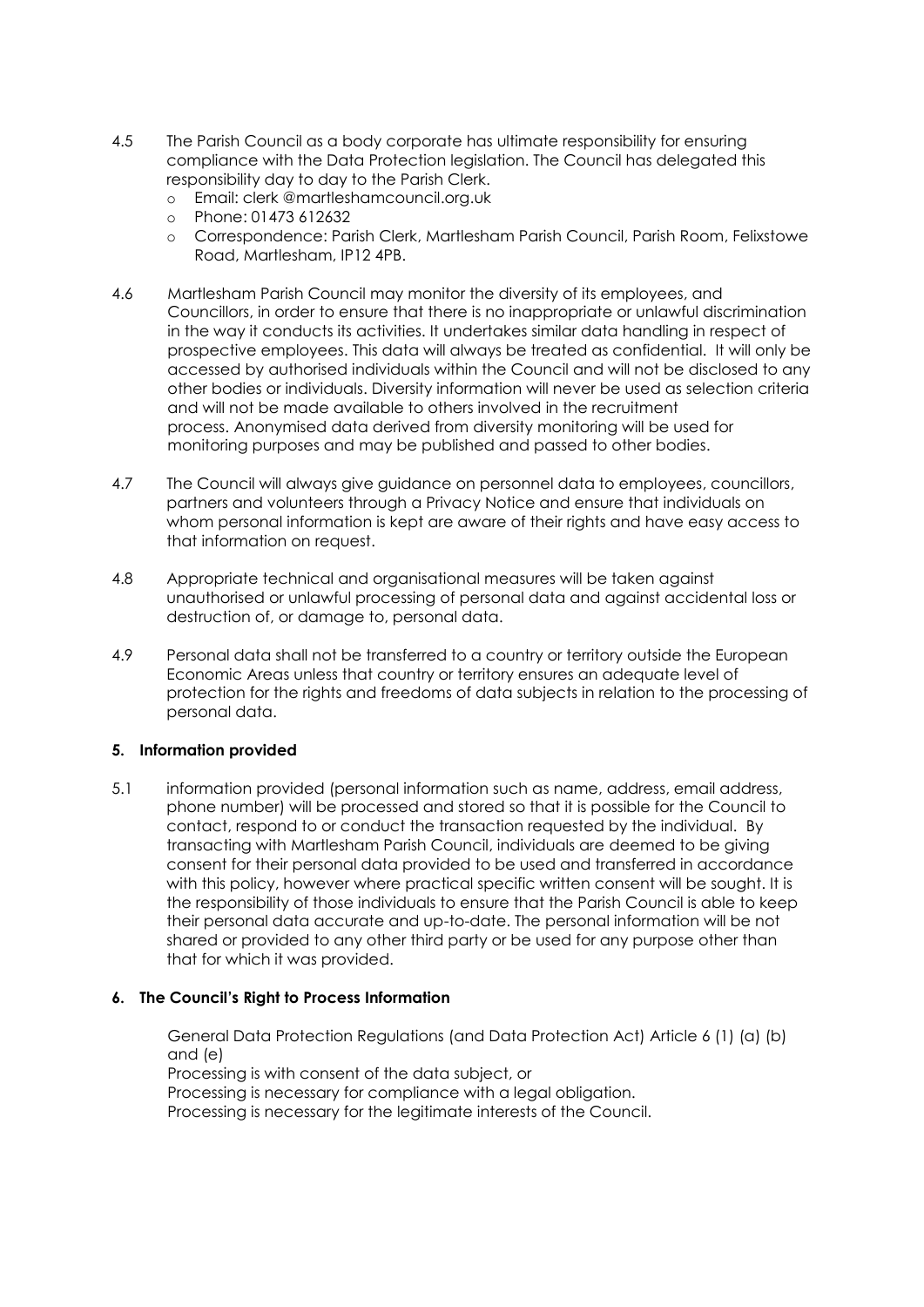4.5 The Parish Council as a body corporate has ultimate responsibility for ensuring compliance with the Data Protection legislation. The Council has delegated this responsibility day to day to the Parish Clerk.

- Email: clerk @martleshamcouncil.org.uk
- Phone: 01473 612632
- Correspondence: Parish Clerk, Martlesham Parish Council, Parish Room, Felixstowe Road, Martlesham, IP12 4PB.

4.6 Martlesham Parish Council may monitor the diversity of its employees, and Councillors, in order to ensure that there is no inappropriate or unlawful discrimination in the way it conducts its activities. It undertakes similar data handling in respect of prospective employees. This data will always be treated as confidential. It will only be accessed by authorised individuals within the Council and will not be disclosed to any other bodies or individuals. Diversity information will never be used as selection criteria and will not be made available to others involved in the recruitment process. Anonymised data derived from diversity monitoring will be used for monitoring purposes and may be published and passed to other bodies.

4.7 The Council will always give guidance on personnel data to employees, councillors, partners and volunteers through a Privacy Notice and ensure that individuals on whom personal information is kept are aware of their rights and have easy access to that information on request.

4.8 Appropriate technical and organisational measures will be taken against unauthorised or unlawful processing of personal data and against accidental loss or destruction of, or damage to, personal data.

4.9 Personal data shall not be transferred to a country or territory outside the European Economic Areas unless that country or territory ensures an adequate level of protection for the rights and freedoms of data subjects in relation to the processing of personal data.

### 5. Information provided

5.1 information provided (personal information such as name, address, email address, phone number) will be processed and stored so that it is possible for the Council to contact, respond to or conduct the transaction requested by the individual. By transacting with Martlesham Parish Council, individuals are deemed to be giving consent for their personal data provided to be used and transferred in accordance with this policy, however where practical specific written consent will be sought. It is the responsibility of those individuals to ensure that the Parish Council is able to keep their personal data accurate and up-to-date. The personal information will be not shared or provided to any other third party or be used for any purpose other than that for which it was provided.

### 6. The Council's Right to Process Information

General Data Protection Regulations (and Data Protection Act) Article 6 (1) (a) (b) and (e)
Processing is with consent of the data subject, or
Processing is necessary for compliance with a legal obligation.
Processing is necessary for the legitimate interests of the Council.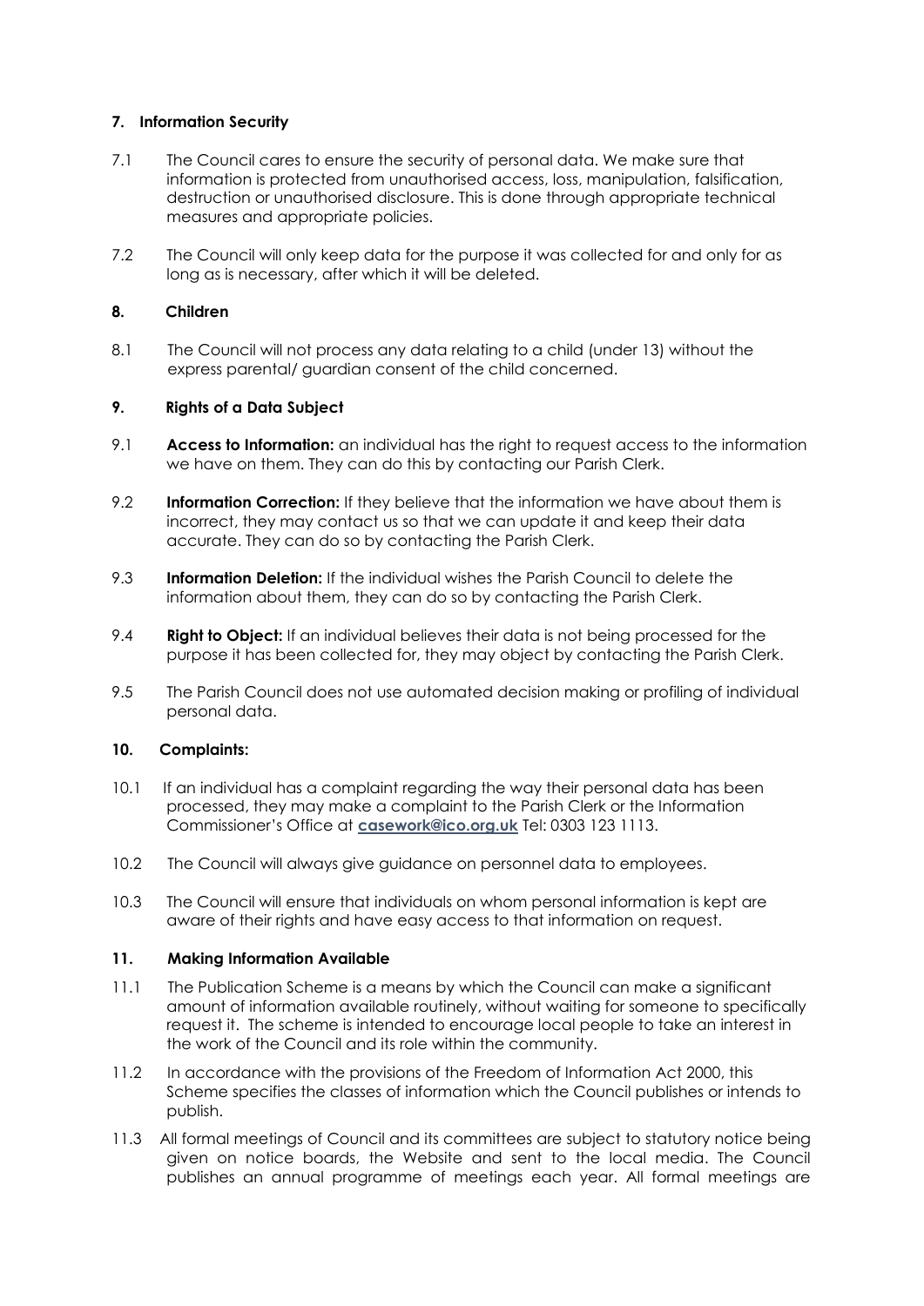### 7. Information Security

7.1 The Council cares to ensure the security of personal data. We make sure that information is protected from unauthorised access, loss, manipulation, falsification, destruction or unauthorised disclosure. This is done through appropriate technical measures and appropriate policies.

7.2 The Council will only keep data for the purpose it was collected for and only for as long as is necessary, after which it will be deleted.

### 8. Children

8.1 The Council will not process any data relating to a child (under 13) without the express parental/ guardian consent of the child concerned.

### 9. Rights of a Data Subject

9.1 **Access to Information:** an individual has the right to request access to the information we have on them. They can do this by contacting our Parish Clerk.

9.2 **Information Correction:** If they believe that the information we have about them is incorrect, they may contact us so that we can update it and keep their data accurate. They can do so by contacting the Parish Clerk.

9.3 **Information Deletion:** If the individual wishes the Parish Council to delete the information about them, they can do so by contacting the Parish Clerk.

9.4 **Right to Object:** If an individual believes their data is not being processed for the purpose it has been collected for, they may object by contacting the Parish Clerk.

9.5 The Parish Council does not use automated decision making or profiling of individual personal data.

### 10. Complaints:

10.1 If an individual has a complaint regarding the way their personal data has been processed, they may make a complaint to the Parish Clerk or the Information Commissioner's Office at **casework@ico.org.uk** Tel: 0303 123 1113.

10.2 The Council will always give guidance on personnel data to employees.

10.3 The Council will ensure that individuals on whom personal information is kept are aware of their rights and have easy access to that information on request.

### 11. Making Information Available

11.1 The Publication Scheme is a means by which the Council can make a significant amount of information available routinely, without waiting for someone to specifically request it. The scheme is intended to encourage local people to take an interest in the work of the Council and its role within the community.

11.2 In accordance with the provisions of the Freedom of Information Act 2000, this Scheme specifies the classes of information which the Council publishes or intends to publish.

11.3 All formal meetings of Council and its committees are subject to statutory notice being given on notice boards, the Website and sent to the local media. The Council publishes an annual programme of meetings each year. All formal meetings are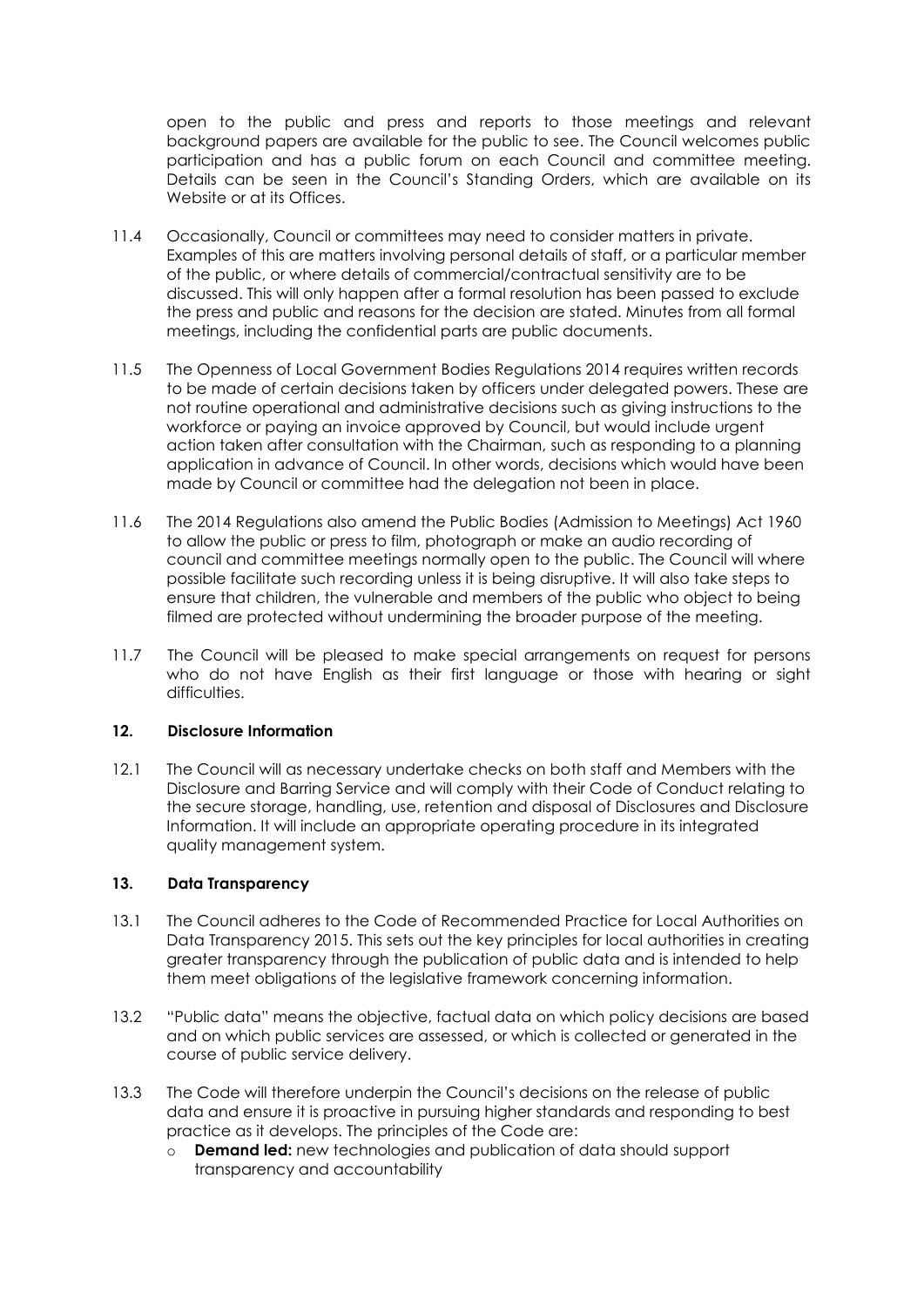open to the public and press and reports to those meetings and relevant background papers are available for the public to see. The Council welcomes public participation and has a public forum on each Council and committee meeting. Details can be seen in the Council's Standing Orders, which are available on its Website or at its Offices.

11.4 Occasionally, Council or committees may need to consider matters in private. Examples of this are matters involving personal details of staff, or a particular member of the public, or where details of commercial/contractual sensitivity are to be discussed. This will only happen after a formal resolution has been passed to exclude the press and public and reasons for the decision are stated. Minutes from all formal meetings, including the confidential parts are public documents.

11.5 The Openness of Local Government Bodies Regulations 2014 requires written records to be made of certain decisions taken by officers under delegated powers. These are not routine operational and administrative decisions such as giving instructions to the workforce or paying an invoice approved by Council, but would include urgent action taken after consultation with the Chairman, such as responding to a planning application in advance of Council. In other words, decisions which would have been made by Council or committee had the delegation not been in place.

11.6 The 2014 Regulations also amend the Public Bodies (Admission to Meetings) Act 1960 to allow the public or press to film, photograph or make an audio recording of council and committee meetings normally open to the public. The Council will where possible facilitate such recording unless it is being disruptive. It will also take steps to ensure that children, the vulnerable and members of the public who object to being filmed are protected without undermining the broader purpose of the meeting.

11.7 The Council will be pleased to make special arrangements on request for persons who do not have English as their first language or those with hearing or sight difficulties.

## 12. Disclosure Information

12.1 The Council will as necessary undertake checks on both staff and Members with the Disclosure and Barring Service and will comply with their Code of Conduct relating to the secure storage, handling, use, retention and disposal of Disclosures and Disclosure Information. It will include an appropriate operating procedure in its integrated quality management system.

## 13. Data Transparency

13.1 The Council adheres to the Code of Recommended Practice for Local Authorities on Data Transparency 2015. This sets out the key principles for local authorities in creating greater transparency through the publication of public data and is intended to help them meet obligations of the legislative framework concerning information.

13.2 "Public data" means the objective, factual data on which policy decisions are based and on which public services are assessed, or which is collected or generated in the course of public service delivery.

13.3 The Code will therefore underpin the Council's decisions on the release of public data and ensure it is proactive in pursuing higher standards and responding to best practice as it develops. The principles of the Code are:

- **Demand led:** new technologies and publication of data should support transparency and accountability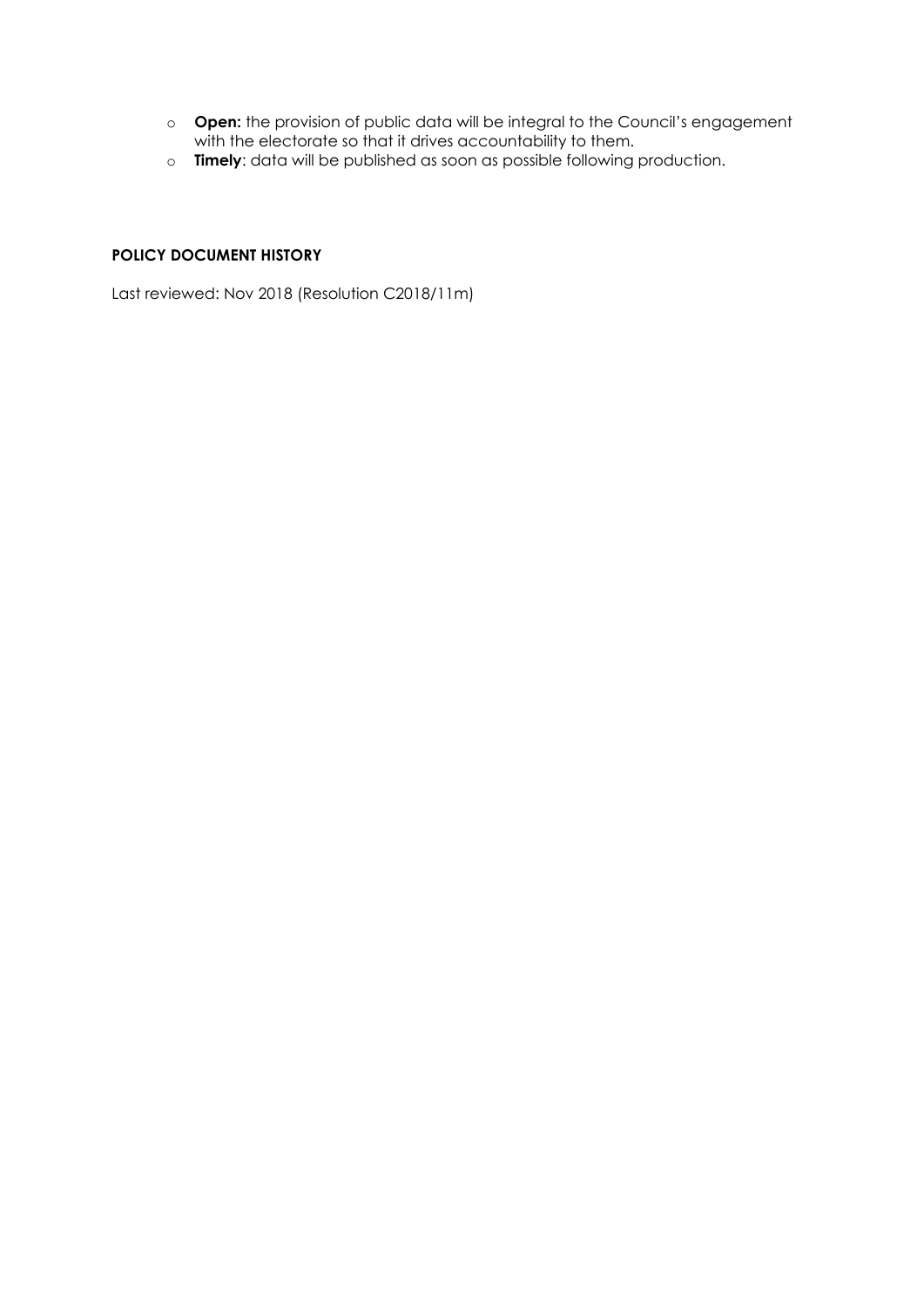- **Open:** the provision of public data will be integral to the Council's engagement with the electorate so that it drives accountability to them.
- **Timely**: data will be published as soon as possible following production.

**POLICY DOCUMENT HISTORY**

Last reviewed: Nov 2018 (Resolution C2018/11m)